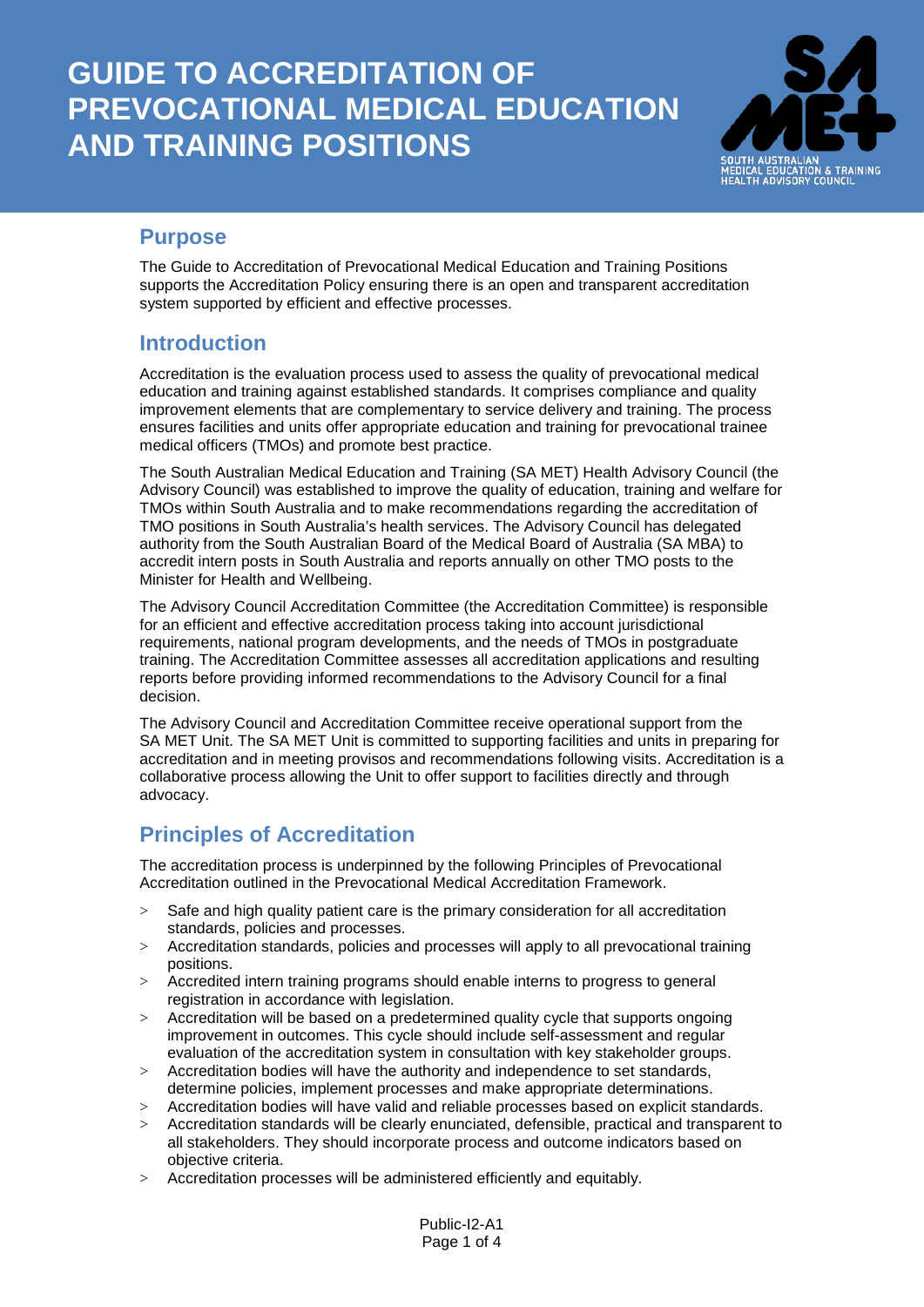# GUIDE TO ACCREDITATION OF PREVOCATIONAL MEDICAL EDUCATION AND TRAINING POSITIONS

## Purpose

The Guide to Accreditation of Prevocational Medical Education and Training Positions supports the Accreditation Policy ensuring there is an open and transparent accreditation system supported by efficient and effective processes.

## Introduction

Accreditation is the evaluation process used to assess the quality of prevocational medical education and training against established standards. It comprises compliance and quality improvement elements that are complementary to service delivery and training. The process ensures facilities and units offer appropriate education and training for prevocational trainee medical officers (TMOs) and promote best practice.

The South Australian Medical Education and Training (SA MET) Health Advisory Council (the Advisory Council) was established to improve the quality of education, training and welfare for TMOs within South Australia and to make recommendations regarding the accreditation of TMO positions in South Australia's health services. The Advisory Council has delegated authority from the South Australian Board of the Medical Board of Australia (SA MBA) to accredit intern posts in South Australia and reports annually on other TMO posts to the Minister for Health and Wellbeing.

The Advisory Council Accreditation Committee (the Accreditation Committee) is responsible for an efficient and effective accreditation process taking into account jurisdictional requirements, national program developments, and the needs of TMOs in postgraduate training. The Accreditation Committee assesses all accreditation applications and resulting reports before providing informed recommendations to the Advisory Council for a final decision.

The Advisory Council and Accreditation Committee receive operational support from the SA MET Unit. The SA MET Unit is committed to supporting facilities and units in preparing for accreditation and in meeting provisos and recommendations following visits. Accreditation is a collaborative process allowing the Unit to offer support to facilities directly and through advocacy.

## Principles of Accreditation

The accreditation process is underpinned by the following Principles of Prevocational Accreditation outlined in the Prevocational Medical Accreditation Framework.

- Safe and high quality patient care is the primary consideration for all accreditation standards, policies and processes.
- Accreditation standards, policies and processes will apply to all prevocational training positions.
- Accredited intern training programs should enable interns to progress to general registration in accordance with legislation.
- Accreditation will be based on a predetermined quality cycle that supports ongoing improvement in outcomes. This cycle should include self-assessment and regular evaluation of the accreditation system in consultation with key stakeholder groups.
- Accreditation bodies will have the authority and independence to set standards, determine policies, implement processes and make appropriate determinations.
- Accreditation bodies will have valid and reliable processes based on explicit standards.
- Accreditation standards will be clearly enunciated, defensible, practical and transparent to all stakeholders. They should incorporate process and outcome indicators based on objective criteria.
- Accreditation processes will be administered efficiently and equitably.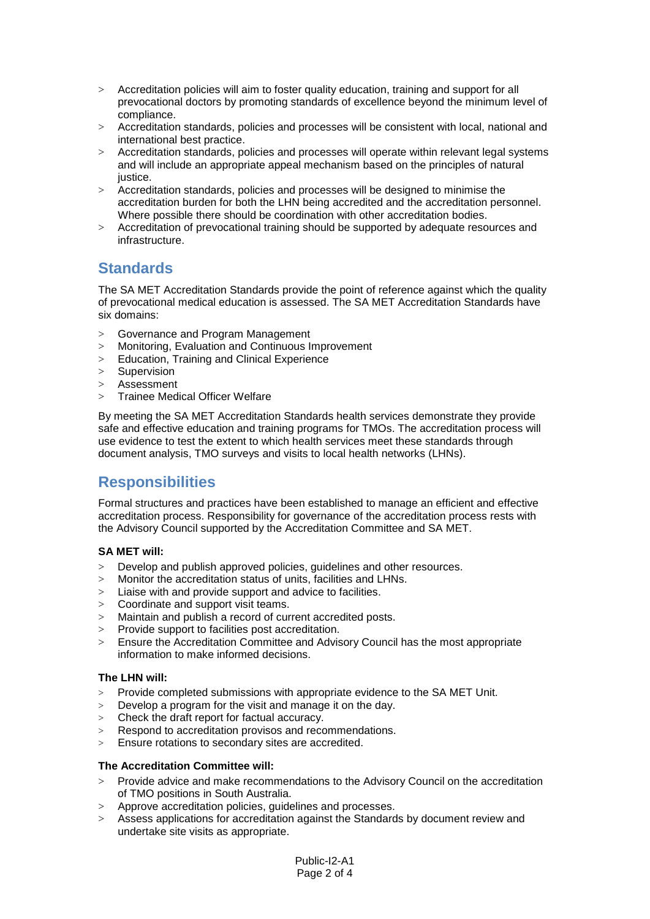- Accreditation policies will aim to foster quality education, training and support for all prevocational doctors by promoting standards of excellence beyond the minimum level of compliance.
- Accreditation standards, policies and processes will be consistent with local, national and international best practice.
- Accreditation standards, policies and processes will operate within relevant legal systems and will include an appropriate appeal mechanism based on the principles of natural justice.
- Accreditation standards, policies and processes will be designed to minimise the accreditation burden for both the LHN being accredited and the accreditation personnel. Where possible there should be coordination with other accreditation bodies.
- Accreditation of prevocational training should be supported by adequate resources and infrastructure.

## Standards

The SA MET Accreditation Standards provide the point of reference against which the quality of prevocational medical education is assessed. The SA MET Accreditation Standards have six domains:

- Governance and Program Management
- Monitoring, Evaluation and Continuous Improvement
- Education, Training and Clinical Experience
- Supervision
- Assessment
- Trainee Medical Officer Welfare

By meeting the SA MET Accreditation Standards health services demonstrate they provide safe and effective education and training programs for TMOs. The accreditation process will use evidence to test the extent to which health services meet these standards through document analysis, TMO surveys and visits to local health networks (LHNs).

## Responsibilities

Formal structures and practices have been established to manage an efficient and effective accreditation process. Responsibility for governance of the accreditation process rests with the Advisory Council supported by the Accreditation Committee and SA MET.

**SA MET will:**

- Develop and publish approved policies, guidelines and other resources.
- Monitor the accreditation status of units, facilities and LHNs.
- Liaise with and provide support and advice to facilities.
- Coordinate and support visit teams.
- Maintain and publish a record of current accredited posts.
- Provide support to facilities post accreditation.
- Ensure the Accreditation Committee and Advisory Council has the most appropriate information to make informed decisions.

**The LHN will:**

- Provide completed submissions with appropriate evidence to the SA MET Unit.
- Develop a program for the visit and manage it on the day.
- Check the draft report for factual accuracy.
- Respond to accreditation provisos and recommendations.
- Ensure rotations to secondary sites are accredited.

**The Accreditation Committee will:**

- Provide advice and make recommendations to the Advisory Council on the accreditation of TMO positions in South Australia.
- Approve accreditation policies, guidelines and processes.
- Assess applications for accreditation against the Standards by document review and undertake site visits as appropriate.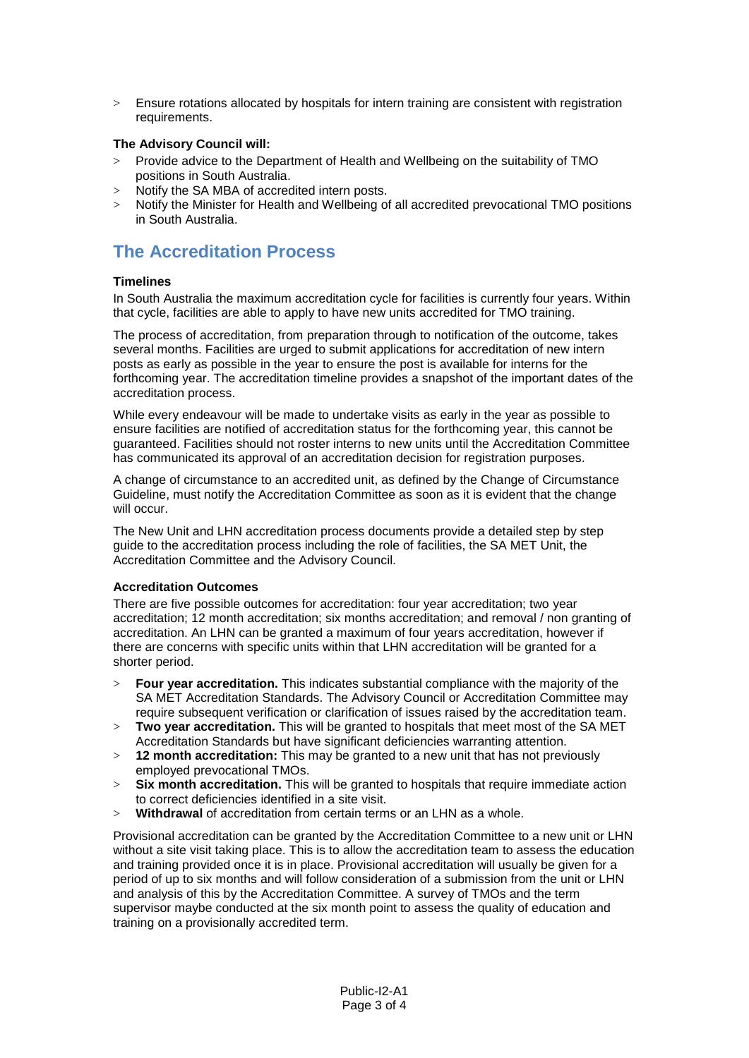- Ensure rotations allocated by hospitals for intern training are consistent with registration requirements.

**The Advisory Council will:**

- Provide advice to the Department of Health and Wellbeing on the suitability of TMO positions in South Australia.
- Notify the SA MBA of accredited intern posts.
- Notify the Minister for Health and Wellbeing of all accredited prevocational TMO positions in South Australia.

## The Accreditation Process

**Timelines**

In South Australia the maximum accreditation cycle for facilities is currently four years. Within that cycle, facilities are able to apply to have new units accredited for TMO training.

The process of accreditation, from preparation through to notification of the outcome, takes several months. Facilities are urged to submit applications for accreditation of new intern posts as early as possible in the year to ensure the post is available for interns for the forthcoming year. The accreditation timeline provides a snapshot of the important dates of the accreditation process.

While every endeavour will be made to undertake visits as early in the year as possible to ensure facilities are notified of accreditation status for the forthcoming year, this cannot be guaranteed. Facilities should not roster interns to new units until the Accreditation Committee has communicated its approval of an accreditation decision for registration purposes.

A change of circumstance to an accredited unit, as defined by the Change of Circumstance Guideline, must notify the Accreditation Committee as soon as it is evident that the change will occur.

The New Unit and LHN accreditation process documents provide a detailed step by step guide to the accreditation process including the role of facilities, the SA MET Unit, the Accreditation Committee and the Advisory Council.

**Accreditation Outcomes**

There are five possible outcomes for accreditation: four year accreditation; two year accreditation; 12 month accreditation; six months accreditation; and removal / non granting of accreditation. An LHN can be granted a maximum of four years accreditation, however if there are concerns with specific units within that LHN accreditation will be granted for a shorter period.

- **Four year accreditation.** This indicates substantial compliance with the majority of the SA MET Accreditation Standards. The Advisory Council or Accreditation Committee may require subsequent verification or clarification of issues raised by the accreditation team.
- **Two year accreditation.** This will be granted to hospitals that meet most of the SA MET Accreditation Standards but have significant deficiencies warranting attention.
- **12 month accreditation:** This may be granted to a new unit that has not previously employed prevocational TMOs.
- **Six month accreditation.** This will be granted to hospitals that require immediate action to correct deficiencies identified in a site visit.
- **Withdrawal** of accreditation from certain terms or an LHN as a whole.

Provisional accreditation can be granted by the Accreditation Committee to a new unit or LHN without a site visit taking place. This is to allow the accreditation team to assess the education and training provided once it is in place. Provisional accreditation will usually be given for a period of up to six months and will follow consideration of a submission from the unit or LHN and analysis of this by the Accreditation Committee. A survey of TMOs and the term supervisor maybe conducted at the six month point to assess the quality of education and training on a provisionally accredited term.

Public-I2-A1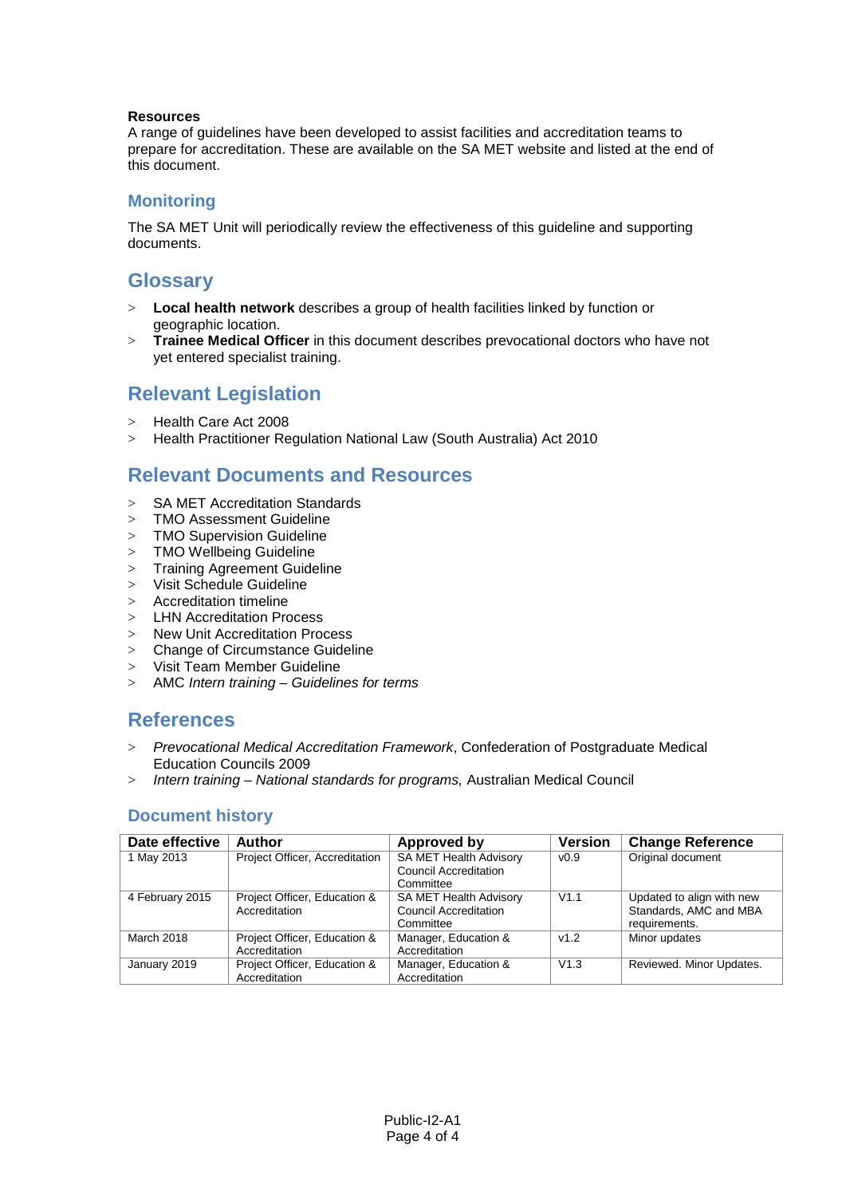**Resources**

A range of guidelines have been developed to assist facilities and accreditation teams to prepare for accreditation. These are available on the SA MET website and listed at the end of this document.

## Monitoring

The SA MET Unit will periodically review the effectiveness of this guideline and supporting documents.

# Glossary

> **Local health network** describes a group of health facilities linked by function or geographic location.
> **Trainee Medical Officer** in this document describes prevocational doctors who have not yet entered specialist training.

# Relevant Legislation

- Health Care Act 2008
- Health Practitioner Regulation National Law (South Australia) Act 2010

# Relevant Documents and Resources

- SA MET Accreditation Standards
- TMO Assessment Guideline
- TMO Supervision Guideline
- TMO Wellbeing Guideline
- Training Agreement Guideline
- Visit Schedule Guideline
- Accreditation timeline
- LHN Accreditation Process
- New Unit Accreditation Process
- Change of Circumstance Guideline
- Visit Team Member Guideline
- AMC *Intern training – Guidelines for terms*

# References

- *Prevocational Medical Accreditation Framework*, Confederation of Postgraduate Medical Education Councils 2009
- *Intern training – National standards for programs,* Australian Medical Council

## Document history

| Date effective | Author | Approved by | Version | Change Reference |
|---|---|---|---|---|
| 1 May 2013 | Project Officer, Accreditation | SA MET Health Advisory Council Accreditation Committee | v0.9 | Original document |
| 4 February 2015 | Project Officer, Education & Accreditation | SA MET Health Advisory Council Accreditation Committee | V1.1 | Updated to align with new Standards, AMC and MBA requirements. |
| March 2018 | Project Officer, Education & Accreditation | Manager, Education & Accreditation | v1.2 | Minor updates |
| January 2019 | Project Officer, Education & Accreditation | Manager, Education & Accreditation | V1.3 | Reviewed. Minor Updates. |

Public-I2-A1